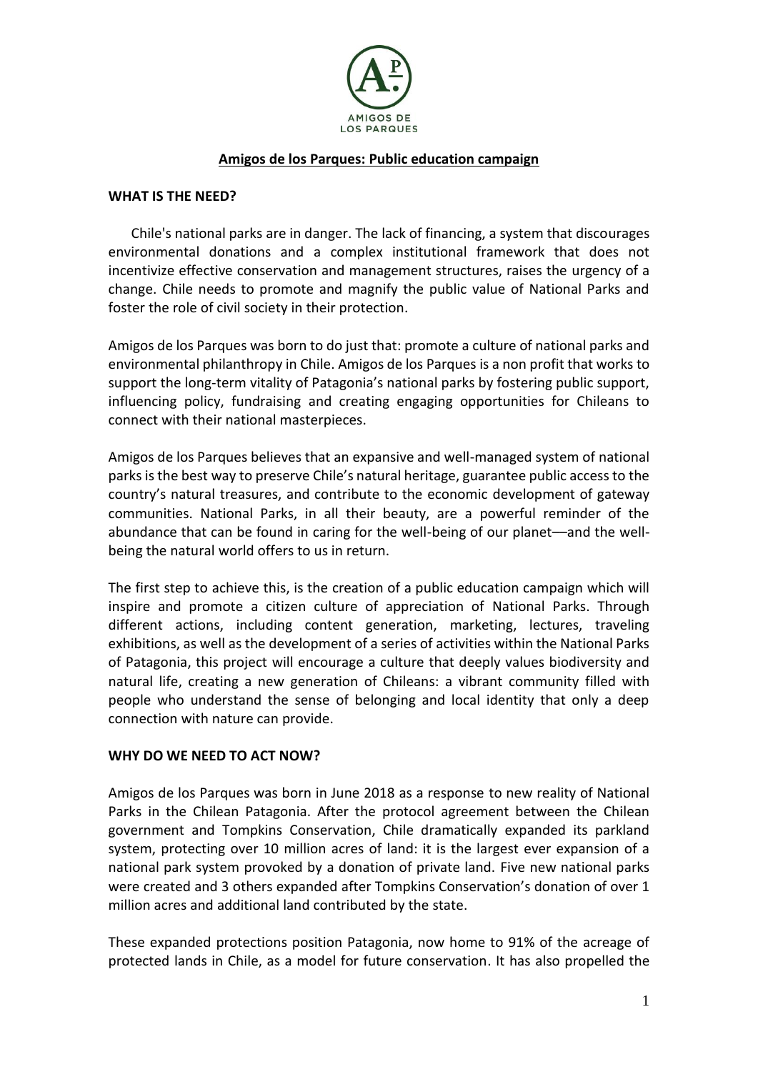AMIGOS DE LOS PARQUES

# Amigos de los Parques: Public education campaign

## WHAT IS THE NEED?

Chile's national parks are in danger. The lack of financing, a system that discourages environmental donations and a complex institutional framework that does not incentivize effective conservation and management structures, raises the urgency of a change. Chile needs to promote and magnify the public value of National Parks and foster the role of civil society in their protection.

Amigos de los Parques was born to do just that: promote a culture of national parks and environmental philanthropy in Chile. Amigos de los Parques is a non profit that works to support the long-term vitality of Patagonia's national parks by fostering public support, influencing policy, fundraising and creating engaging opportunities for Chileans to connect with their national masterpieces.

Amigos de los Parques believes that an expansive and well-managed system of national parks is the best way to preserve Chile's natural heritage, guarantee public access to the country's natural treasures, and contribute to the economic development of gateway communities. National Parks, in all their beauty, are a powerful reminder of the abundance that can be found in caring for the well-being of our planet—and the well-being the natural world offers to us in return.

The first step to achieve this, is the creation of a public education campaign which will inspire and promote a citizen culture of appreciation of National Parks. Through different actions, including content generation, marketing, lectures, traveling exhibitions, as well as the development of a series of activities within the National Parks of Patagonia, this project will encourage a culture that deeply values biodiversity and natural life, creating a new generation of Chileans: a vibrant community filled with people who understand the sense of belonging and local identity that only a deep connection with nature can provide.

## WHY DO WE NEED TO ACT NOW?

Amigos de los Parques was born in June 2018 as a response to new reality of National Parks in the Chilean Patagonia. After the protocol agreement between the Chilean government and Tompkins Conservation, Chile dramatically expanded its parkland system, protecting over 10 million acres of land: it is the largest ever expansion of a national park system provoked by a donation of private land. Five new national parks were created and 3 others expanded after Tompkins Conservation's donation of over 1 million acres and additional land contributed by the state.

These expanded protections position Patagonia, now home to 91% of the acreage of protected lands in Chile, as a model for future conservation. It has also propelled the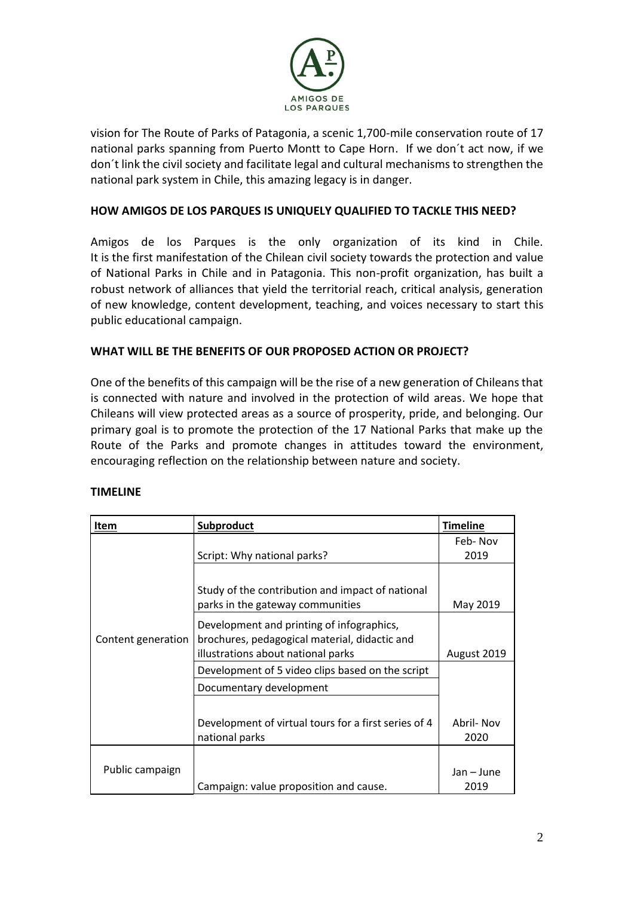vision for The Route of Parks of Patagonia, a scenic 1,700-mile conservation route of 17 national parks spanning from Puerto Montt to Cape Horn. If we don´t act now, if we don´t link the civil society and facilitate legal and cultural mechanisms to strengthen the national park system in Chile, this amazing legacy is in danger.

## HOW AMIGOS DE LOS PARQUES IS UNIQUELY QUALIFIED TO TACKLE THIS NEED?

Amigos de los Parques is the only organization of its kind in Chile. It is the first manifestation of the Chilean civil society towards the protection and value of National Parks in Chile and in Patagonia. This non-profit organization, has built a robust network of alliances that yield the territorial reach, critical analysis, generation of new knowledge, content development, teaching, and voices necessary to start this public educational campaign.

## WHAT WILL BE THE BENEFITS OF OUR PROPOSED ACTION OR PROJECT?

One of the benefits of this campaign will be the rise of a new generation of Chileans that is connected with nature and involved in the protection of wild areas. We hope that Chileans will view protected areas as a source of prosperity, pride, and belonging. Our primary goal is to promote the protection of the 17 National Parks that make up the Route of the Parks and promote changes in attitudes toward the environment, encouraging reflection on the relationship between nature and society.

## TIMELINE

| Item | Subproduct | Timeline |
|---|---|---|
| Content generation | Script: Why national parks? | Feb- Nov 2019 |
| | Study of the contribution and impact of national parks in the gateway communities | May 2019 |
| | Development and printing of infographics, brochures, pedagogical material, didactic and illustrations about national parks | August 2019 |
| | Development of 5 video clips based on the script | Abril- Nov 2020 |
| | Documentary development | |
| | Development of virtual tours for a first series of 4 national parks | |
| Public campaign | Campaign: value proposition and cause. | Jan – June 2019 |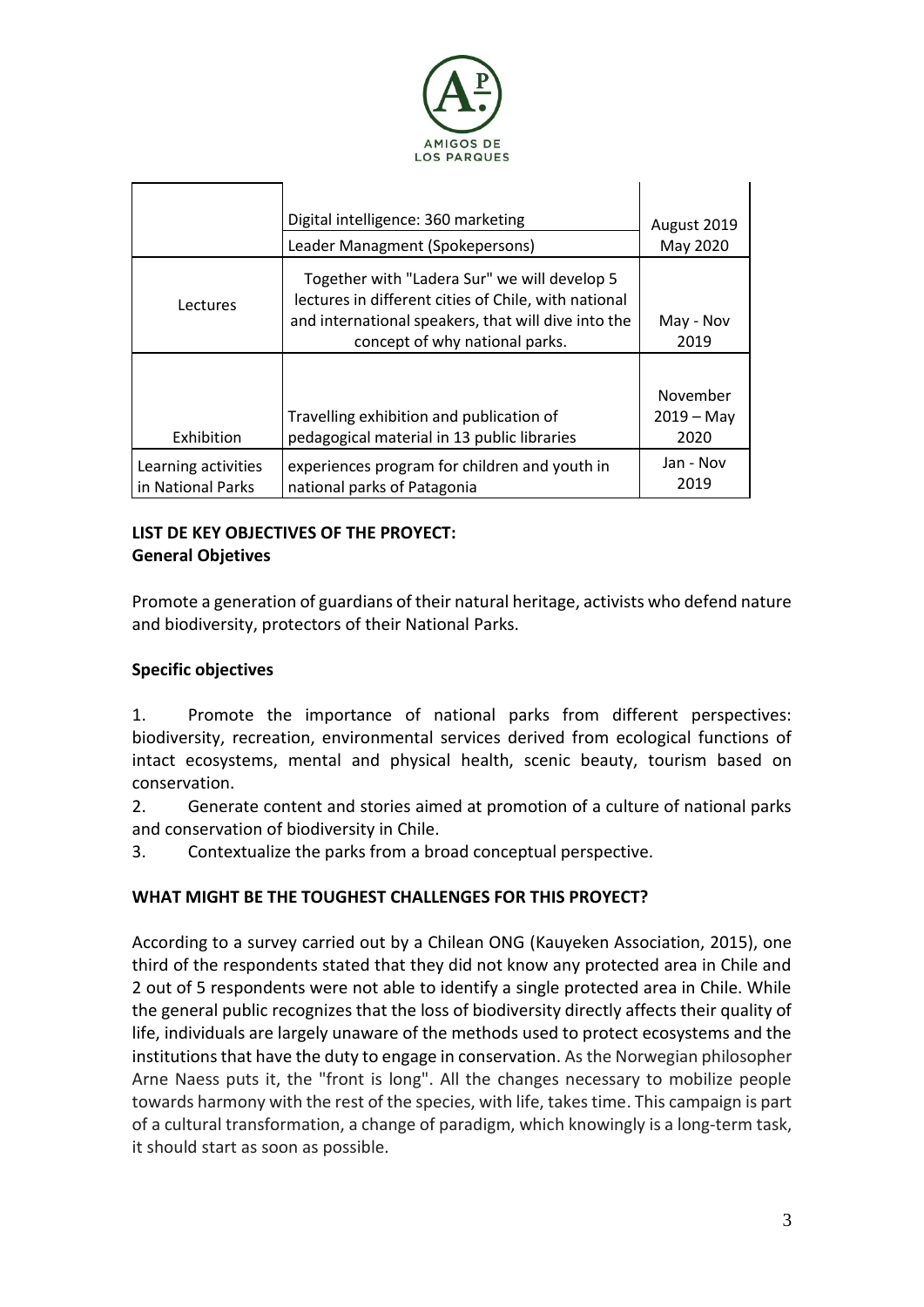| | | |
|---|---|---|
| | Digital intelligence: 360 marketing<br>Leader Managment (Spokepersons) | August 2019<br>May 2020 |
| Lectures | Together with "Ladera Sur" we will develop 5 lectures in different cities of Chile, with national and international speakers, that will dive into the concept of why national parks. | May - Nov 2019 |
| Exhibition | Travelling exhibition and publication of pedagogical material in 13 public libraries | November 2019 – May 2020 |
| Learning activities in National Parks | experiences program for children and youth in national parks of Patagonia | Jan - Nov 2019 |

**LIST DE KEY OBJECTIVES OF THE PROYECT:**
**General Objetives**

Promote a generation of guardians of their natural heritage, activists who defend nature and biodiversity, protectors of their National Parks.

**Specific objectives**

1. Promote the importance of national parks from different perspectives: biodiversity, recreation, environmental services derived from ecological functions of intact ecosystems, mental and physical health, scenic beauty, tourism based on conservation.
2. Generate content and stories aimed at promotion of a culture of national parks and conservation of biodiversity in Chile.
3. Contextualize the parks from a broad conceptual perspective.

**WHAT MIGHT BE THE TOUGHEST CHALLENGES FOR THIS PROYECT?**

According to a survey carried out by a Chilean ONG (Kauyeken Association, 2015), one third of the respondents stated that they did not know any protected area in Chile and 2 out of 5 respondents were not able to identify a single protected area in Chile. While the general public recognizes that the loss of biodiversity directly affects their quality of life, individuals are largely unaware of the methods used to protect ecosystems and the institutions that have the duty to engage in conservation. As the Norwegian philosopher Arne Naess puts it, the "front is long". All the changes necessary to mobilize people towards harmony with the rest of the species, with life, takes time. This campaign is part of a cultural transformation, a change of paradigm, which knowingly is a long-term task, it should start as soon as possible.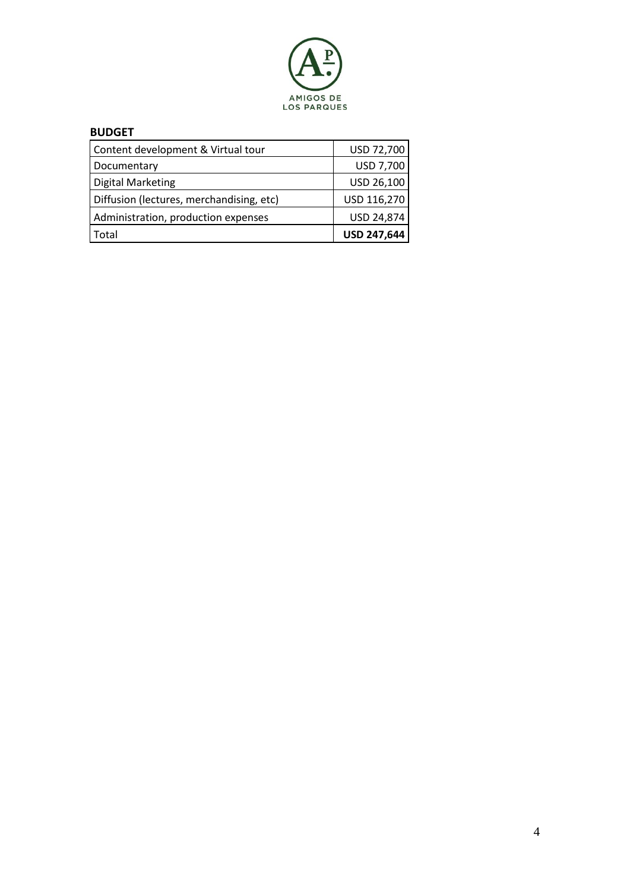AMIGOS DE LOS PARQUES

**BUDGET**

| | |
|---|---|
| Content development & Virtual tour | USD 72,700 |
| Documentary | USD 7,700 |
| Digital Marketing | USD 26,100 |
| Diffusion (lectures, merchandising, etc) | USD 116,270 |
| Administration, production expenses | USD 24,874 |
| Total | **USD 247,644** |